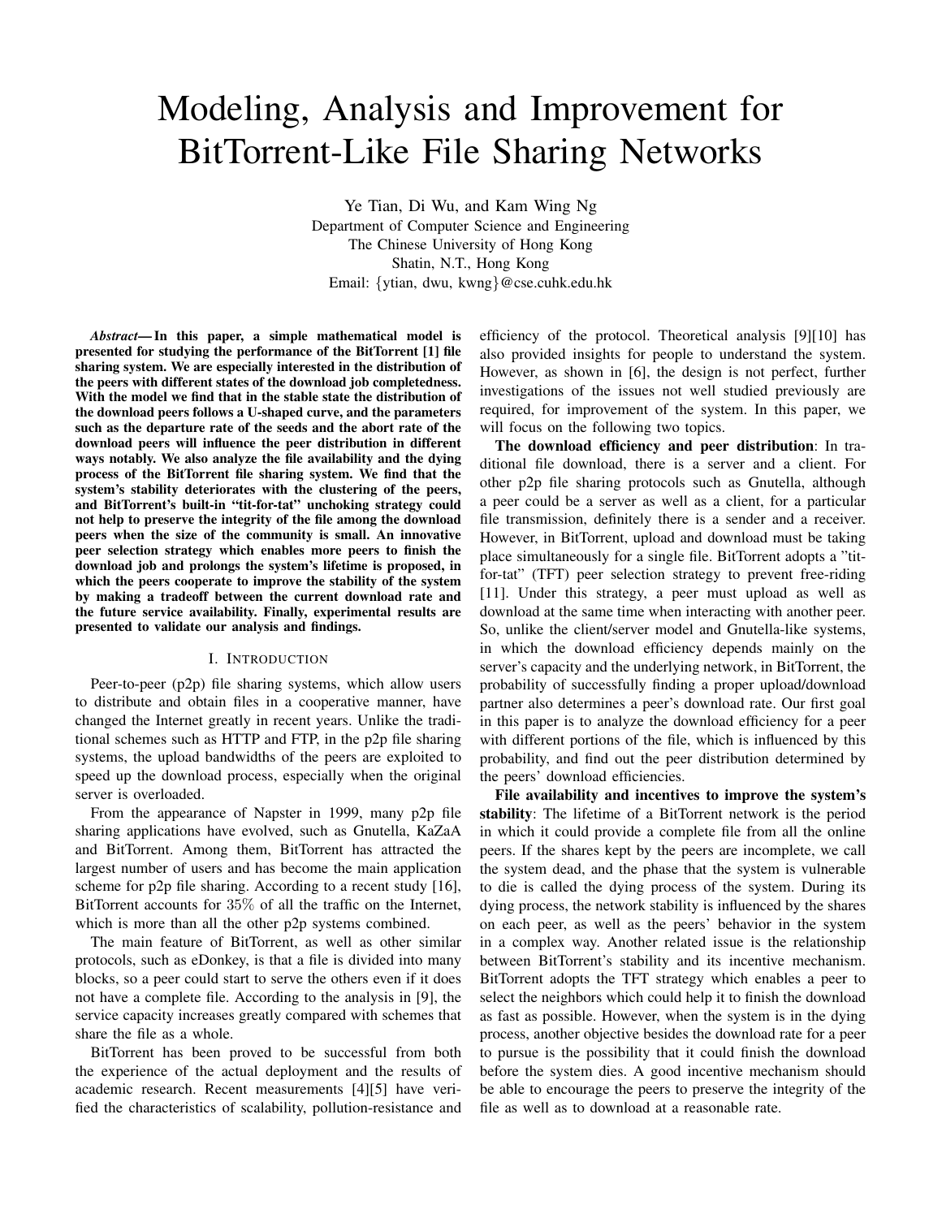# Modeling, Analysis and Improvement for BitTorrent-Like File Sharing Networks

Ye Tian, Di Wu, and Kam Wing Ng
Department of Computer Science and Engineering
The Chinese University of Hong Kong
Shatin, N.T., Hong Kong
Email: {ytian, dwu, kwng}@cse.cuhk.edu.hk

***Abstract*— In this paper, a simple mathematical model is presented for studying the performance of the BitTorrent [1] file sharing system. We are especially interested in the distribution of the peers with different states of the download job completedness. With the model we find that in the stable state the distribution of the download peers follows a U-shaped curve, and the parameters such as the departure rate of the seeds and the abort rate of the download peers will influence the peer distribution in different ways notably. We also analyze the file availability and the dying process of the BitTorrent file sharing system. We find that the system's stability deteriorates with the clustering of the peers, and BitTorrent's built-in "tit-for-tat" unchoking strategy could not help to preserve the integrity of the file among the download peers when the size of the community is small. An innovative peer selection strategy which enables more peers to finish the download job and prolongs the system's lifetime is proposed, in which the peers cooperate to improve the stability of the system by making a tradeoff between the current download rate and the future service availability. Finally, experimental results are presented to validate our analysis and findings.**

## I. Introduction

Peer-to-peer (p2p) file sharing systems, which allow users to distribute and obtain files in a cooperative manner, have changed the Internet greatly in recent years. Unlike the traditional schemes such as HTTP and FTP, in the p2p file sharing systems, the upload bandwidths of the peers are exploited to speed up the download process, especially when the original server is overloaded.

From the appearance of Napster in 1999, many p2p file sharing applications have evolved, such as Gnutella, KaZaA and BitTorrent. Among them, BitTorrent has attracted the largest number of users and has become the main application scheme for p2p file sharing. According to a recent study [16], BitTorrent accounts for 35% of all the traffic on the Internet, which is more than all the other p2p systems combined.

The main feature of BitTorrent, as well as other similar protocols, such as eDonkey, is that a file is divided into many blocks, so a peer could start to serve the others even if it does not have a complete file. According to the analysis in [9], the service capacity increases greatly compared with schemes that share the file as a whole.

BitTorrent has been proved to be successful from both the experience of the actual deployment and the results of academic research. Recent measurements [4][5] have verified the characteristics of scalability, pollution-resistance and efficiency of the protocol. Theoretical analysis [9][10] has also provided insights for people to understand the system. However, as shown in [6], the design is not perfect, further investigations of the issues not well studied previously are required, for improvement of the system. In this paper, we will focus on the following two topics.

**The download efficiency and peer distribution**: In traditional file download, there is a server and a client. For other p2p file sharing protocols such as Gnutella, although a peer could be a server as well as a client, for a particular file transmission, definitely there is a sender and a receiver. However, in BitTorrent, upload and download must be taking place simultaneously for a single file. BitTorrent adopts a "tit-for-tat" (TFT) peer selection strategy to prevent free-riding [11]. Under this strategy, a peer must upload as well as download at the same time when interacting with another peer. So, unlike the client/server model and Gnutella-like systems, in which the download efficiency depends mainly on the server's capacity and the underlying network, in BitTorrent, the probability of successfully finding a proper upload/download partner also determines a peer's download rate. Our first goal in this paper is to analyze the download efficiency for a peer with different portions of the file, which is influenced by this probability, and find out the peer distribution determined by the peers' download efficiencies.

**File availability and incentives to improve the system's stability**: The lifetime of a BitTorrent network is the period in which it could provide a complete file from all the online peers. If the shares kept by the peers are incomplete, we call the system dead, and the phase that the system is vulnerable to die is called the dying process of the system. During its dying process, the network stability is influenced by the shares on each peer, as well as the peers' behavior in the system in a complex way. Another related issue is the relationship between BitTorrent's stability and its incentive mechanism. BitTorrent adopts the TFT strategy which enables a peer to select the neighbors which could help it to finish the download as fast as possible. However, when the system is in the dying process, another objective besides the download rate for a peer to pursue is the possibility that it could finish the download before the system dies. A good incentive mechanism should be able to encourage the peers to preserve the integrity of the file as well as to download at a reasonable rate.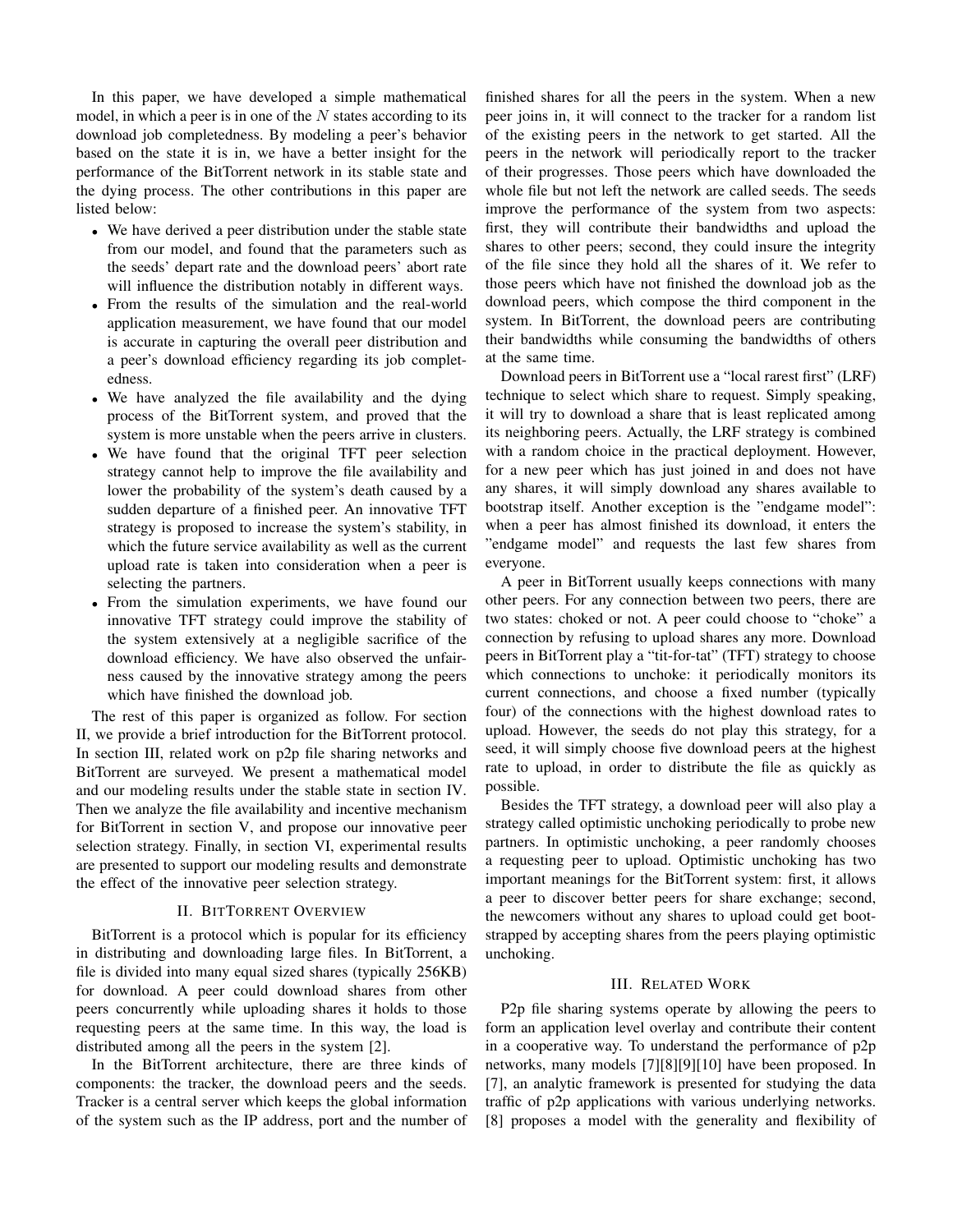In this paper, we have developed a simple mathematical model, in which a peer is in one of the $N$ states according to its download job completedness. By modeling a peer's behavior based on the state it is in, we have a better insight for the performance of the BitTorrent network in its stable state and the dying process. The other contributions in this paper are listed below:

- We have derived a peer distribution under the stable state from our model, and found that the parameters such as the seeds' depart rate and the download peers' abort rate will influence the distribution notably in different ways.
- From the results of the simulation and the real-world application measurement, we have found that our model is accurate in capturing the overall peer distribution and a peer's download efficiency regarding its job completedness.
- We have analyzed the file availability and the dying process of the BitTorrent system, and proved that the system is more unstable when the peers arrive in clusters.
- We have found that the original TFT peer selection strategy cannot help to improve the file availability and lower the probability of the system's death caused by a sudden departure of a finished peer. An innovative TFT strategy is proposed to increase the system's stability, in which the future service availability as well as the current upload rate is taken into consideration when a peer is selecting the partners.
- From the simulation experiments, we have found our innovative TFT strategy could improve the stability of the system extensively at a negligible sacrifice of the download efficiency. We have also observed the unfairness caused by the innovative strategy among the peers which have finished the download job.

The rest of this paper is organized as follow. For section II, we provide a brief introduction for the BitTorrent protocol. In section III, related work on p2p file sharing networks and BitTorrent are surveyed. We present a mathematical model and our modeling results under the stable state in section IV. Then we analyze the file availability and incentive mechanism for BitTorrent in section V, and propose our innovative peer selection strategy. Finally, in section VI, experimental results are presented to support our modeling results and demonstrate the effect of the innovative peer selection strategy.

## II. BitTorrent Overview

BitTorrent is a protocol which is popular for its efficiency in distributing and downloading large files. In BitTorrent, a file is divided into many equal sized shares (typically 256KB) for download. A peer could download shares from other peers concurrently while uploading shares it holds to those requesting peers at the same time. In this way, the load is distributed among all the peers in the system [2].

In the BitTorrent architecture, there are three kinds of components: the tracker, the download peers and the seeds. Tracker is a central server which keeps the global information of the system such as the IP address, port and the number of finished shares for all the peers in the system. When a new peer joins in, it will connect to the tracker for a random list of the existing peers in the network to get started. All the peers in the network will periodically report to the tracker of their progresses. Those peers which have downloaded the whole file but not left the network are called seeds. The seeds improve the performance of the system from two aspects: first, they will contribute their bandwidths and upload the shares to other peers; second, they could insure the integrity of the file since they hold all the shares of it. We refer to those peers which have not finished the download job as the download peers, which compose the third component in the system. In BitTorrent, the download peers are contributing their bandwidths while consuming the bandwidths of others at the same time.

Download peers in BitTorrent use a "local rarest first" (LRF) technique to select which share to request. Simply speaking, it will try to download a share that is least replicated among its neighboring peers. Actually, the LRF strategy is combined with a random choice in the practical deployment. However, for a new peer which has just joined in and does not have any shares, it will simply download any shares available to bootstrap itself. Another exception is the "endgame model": when a peer has almost finished its download, it enters the "endgame model" and requests the last few shares from everyone.

A peer in BitTorrent usually keeps connections with many other peers. For any connection between two peers, there are two states: choked or not. A peer could choose to "choke" a connection by refusing to upload shares any more. Download peers in BitTorrent play a "tit-for-tat" (TFT) strategy to choose which connections to unchoke: it periodically monitors its current connections, and choose a fixed number (typically four) of the connections with the highest download rates to upload. However, the seeds do not play this strategy, for a seed, it will simply choose five download peers at the highest rate to upload, in order to distribute the file as quickly as possible.

Besides the TFT strategy, a download peer will also play a strategy called optimistic unchoking periodically to probe new partners. In optimistic unchoking, a peer randomly chooses a requesting peer to upload. Optimistic unchoking has two important meanings for the BitTorrent system: first, it allows a peer to discover better peers for share exchange; second, the newcomers without any shares to upload could get bootstrapped by accepting shares from the peers playing optimistic unchoking.

## III. Related Work

P2p file sharing systems operate by allowing the peers to form an application level overlay and contribute their content in a cooperative way. To understand the performance of p2p networks, many models [7][8][9][10] have been proposed. In [7], an analytic framework is presented for studying the data traffic of p2p applications with various underlying networks. [8] proposes a model with the generality and flexibility of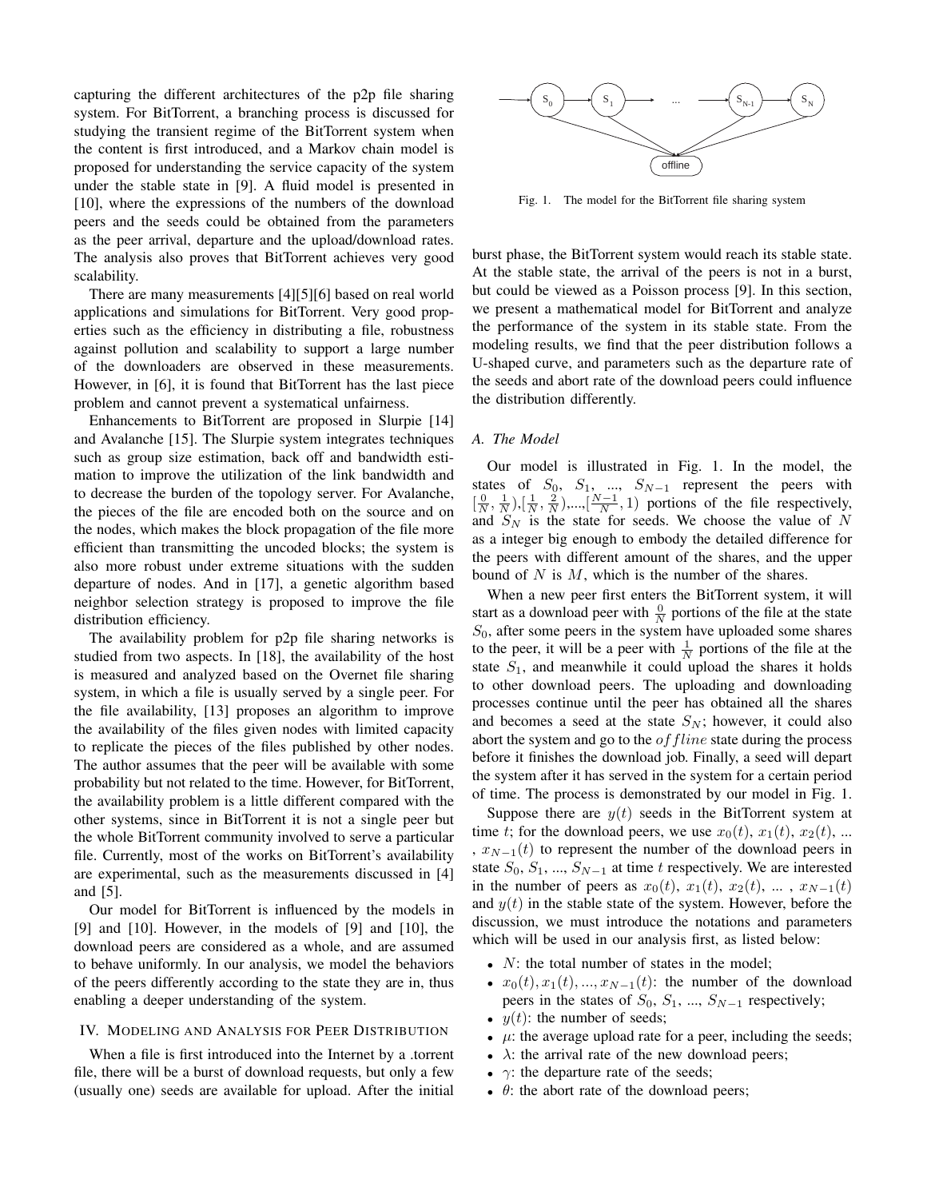capturing the different architectures of the p2p file sharing system. For BitTorrent, a branching process is discussed for studying the transient regime of the BitTorrent system when the content is first introduced, and a Markov chain model is proposed for understanding the service capacity of the system under the stable state in [9]. A fluid model is presented in [10], where the expressions of the numbers of the download peers and the seeds could be obtained from the parameters as the peer arrival, departure and the upload/download rates. The analysis also proves that BitTorrent achieves very good scalability.

There are many measurements [4][5][6] based on real world applications and simulations for BitTorrent. Very good properties such as the efficiency in distributing a file, robustness against pollution and scalability to support a large number of the downloaders are observed in these measurements. However, in [6], it is found that BitTorrent has the last piece problem and cannot prevent a systematical unfairness.

Enhancements to BitTorrent are proposed in Slurpie [14] and Avalanche [15]. The Slurpie system integrates techniques such as group size estimation, back off and bandwidth estimation to improve the utilization of the link bandwidth and to decrease the burden of the topology server. For Avalanche, the pieces of the file are encoded both on the source and on the nodes, which makes the block propagation of the file more efficient than transmitting the uncoded blocks; the system is also more robust under extreme situations with the sudden departure of nodes. And in [17], a genetic algorithm based neighbor selection strategy is proposed to improve the file distribution efficiency.

The availability problem for p2p file sharing networks is studied from two aspects. In [18], the availability of the host is measured and analyzed based on the Overnet file sharing system, in which a file is usually served by a single peer. For the file availability, [13] proposes an algorithm to improve the availability of the files given nodes with limited capacity to replicate the pieces of the files published by other nodes. The author assumes that the peer will be available with some probability but not related to the time. However, for BitTorrent, the availability problem is a little different compared with the other systems, since in BitTorrent it is not a single peer but the whole BitTorrent community involved to serve a particular file. Currently, most of the works on BitTorrent's availability are experimental, such as the measurements discussed in [4] and [5].

Our model for BitTorrent is influenced by the models in [9] and [10]. However, in the models of [9] and [10], the download peers are considered as a whole, and are assumed to behave uniformly. In our analysis, we model the behaviors of the peers differently according to the state they are in, thus enabling a deeper understanding of the system.

## IV. Modeling and Analysis for Peer Distribution

When a file is first introduced into the Internet by a .torrent file, there will be a burst of download requests, but only a few (usually one) seeds are available for upload. After the initial burst phase, the BitTorrent system would reach its stable state. At the stable state, the arrival of the peers is not in a burst, but could be viewed as a Poisson process [9]. In this section, we present a mathematical model for BitTorrent and analyze the performance of the system in its stable state. From the modeling results, we find that the peer distribution follows a U-shaped curve, and parameters such as the departure rate of the seeds and abort rate of the download peers could influence the distribution differently.

Fig. 1. The model for the BitTorrent file sharing system

### A. The Model

Our model is illustrated in Fig. 1. In the model, the states of $S_0$, $S_1$, ..., $S_{N-1}$ represent the peers with $[\frac{0}{N}, \frac{1}{N})$,$[\frac{1}{N}, \frac{2}{N})$,...,$[\frac{N-1}{N}, 1)$ portions of the file respectively, and $S_N$ is the state for seeds. We choose the value of $N$ as a integer big enough to embody the detailed difference for the peers with different amount of the shares, and the upper bound of $N$ is $M$, which is the number of the shares.

When a new peer first enters the BitTorrent system, it will start as a download peer with $\frac{0}{N}$ portions of the file at the state $S_0$, after some peers in the system have uploaded some shares to the peer, it will be a peer with $\frac{1}{N}$ portions of the file at the state $S_1$, and meanwhile it could upload the shares it holds to other download peers. The uploading and downloading processes continue until the peer has obtained all the shares and becomes a seed at the state $S_N$; however, it could also abort the system and go to the $offline$ state during the process before it finishes the download job. Finally, a seed will depart the system after it has served in the system for a certain period of time. The process is demonstrated by our model in Fig. 1.

Suppose there are $y(t)$ seeds in the BitTorrent system at time $t$; for the download peers, we use $x_0(t)$, $x_1(t)$, $x_2(t)$, ... , $x_{N-1}(t)$ to represent the number of the download peers in state $S_0$, $S_1$, ..., $S_{N-1}$ at time $t$ respectively. We are interested in the number of peers as $x_0(t)$, $x_1(t)$, $x_2(t)$, ... , $x_{N-1}(t)$ and $y(t)$ in the stable state of the system. However, before the discussion, we must introduce the notations and parameters which will be used in our analysis first, as listed below:

- $N$: the total number of states in the model;
- $x_0(t), x_1(t), ..., x_{N-1}(t)$: the number of the download peers in the states of $S_0$, $S_1$, ..., $S_{N-1}$ respectively;
- $y(t)$: the number of seeds;
- $\mu$: the average upload rate for a peer, including the seeds;
- $\lambda$: the arrival rate of the new download peers;
- $\gamma$: the departure rate of the seeds;
- $\theta$: the abort rate of the download peers;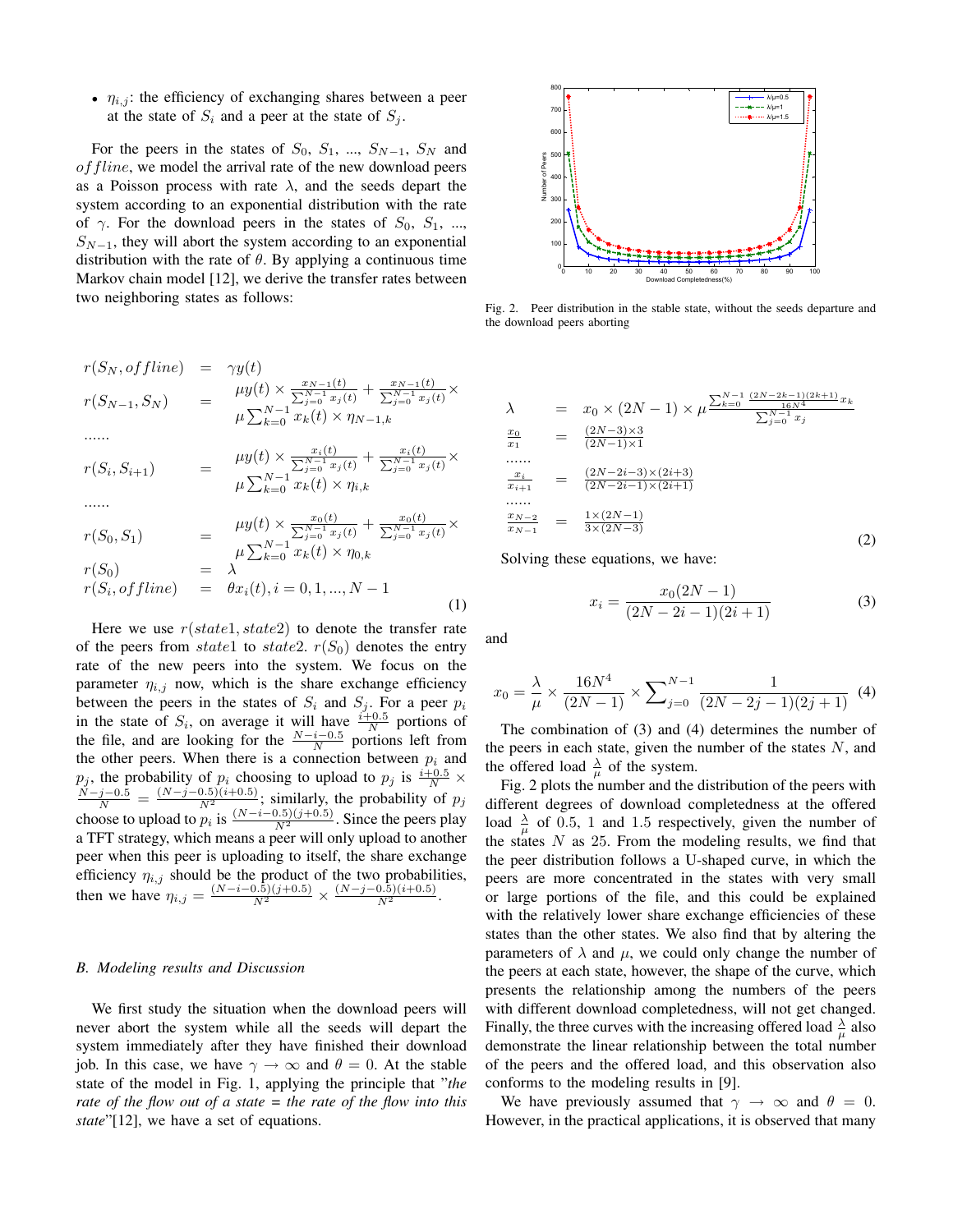- $\eta_{i,j}$: the efficiency of exchanging shares between a peer at the state of $S_i$ and a peer at the state of $S_j$.

For the peers in the states of $S_0$, $S_1$, ..., $S_{N-1}$, $S_N$ and $offline$, we model the arrival rate of the new download peers as a Poisson process with rate $\lambda$, and the seeds depart the system according to an exponential distribution with the rate of $\gamma$. For the download peers in the states of $S_0$, $S_1$, ..., $S_{N-1}$, they will abort the system according to an exponential distribution with the rate of $\theta$. By applying a continuous time Markov chain model [12], we derive the transfer rates between two neighboring states as follows:

$$
\begin{aligned}
r(S_N, offline) &= \gamma y(t) \\
r(S_{N-1}, S_N) &= \mu y(t) \times \frac{x_{N-1}(t)}{\sum_{j=0}^{N-1} x_j(t)} + \frac{x_{N-1}(t)}{\sum_{j=0}^{N-1} x_j(t)} \times \mu \sum_{k=0}^{N-1} x_k(t) \times \eta_{N-1,k} \\
&\ldots\ldots \\
r(S_i, S_{i+1}) &= \mu y(t) \times \frac{x_i(t)}{\sum_{j=0}^{N-1} x_j(t)} + \frac{x_i(t)}{\sum_{j=0}^{N-1} x_j(t)} \times \mu \sum_{k=0}^{N-1} x_k(t) \times \eta_{i,k} \\
&\ldots\ldots \\
r(S_0, S_1) &= \mu y(t) \times \frac{x_0(t)}{\sum_{j=0}^{N-1} x_j(t)} + \frac{x_0(t)}{\sum_{j=0}^{N-1} x_j(t)} \times \mu \sum_{k=0}^{N-1} x_k(t) \times \eta_{0,k} \\
r(S_0) &= \lambda \\
r(S_i, offline) &= \theta x_i(t), i = 0, 1, ..., N-1
\end{aligned} \tag{1}
$$

Here we use $r(state1, state2)$ to denote the transfer rate of the peers from $state1$ to $state2$. $r(S_0)$ denotes the entry rate of the new peers into the system. We focus on the parameter $\eta_{i,j}$ now, which is the share exchange efficiency between the peers in the states of $S_i$ and $S_j$. For a peer $p_i$ in the state of $S_i$, on average it will have $\frac{i+0.5}{N}$ portions of the file, and are looking for the $\frac{N-i-0.5}{N}$ portions left from the other peers. When there is a connection between $p_i$ and $p_j$, the probability of $p_i$ choosing to upload to $p_j$ is $\frac{i+0.5}{N} \times \frac{N-j-0.5}{N} = \frac{(N-j-0.5)(i+0.5)}{N^2}$; similarly, the probability of $p_j$ choose to upload to $p_i$ is $\frac{(N-i-0.5)(j+0.5)}{N^2}$. Since the peers play a TFT strategy, which means a peer will only upload to another peer when this peer is uploading to itself, the share exchange efficiency $\eta_{i,j}$ should be the product of the two probabilities, then we have $\eta_{i,j} = \frac{(N-i-0.5)(j+0.5)}{N^2} \times \frac{(N-j-0.5)(i+0.5)}{N^2}$.

### B. Modeling results and Discussion

We first study the situation when the download peers will never abort the system while all the seeds will depart the system immediately after they have finished their download job. In this case, we have $\gamma \to \infty$ and $\theta = 0$. At the stable state of the model in Fig. 1, applying the principle that "*the rate of the flow out of a state = the rate of the flow into this state*"[12], we have a set of equations.

$$
\begin{aligned}
\lambda &= x_0 \times (2N-1) \times \mu \frac{\sum_{k=0}^{N-1} \frac{(2N-2k-1)(2k+1)}{16N^4} x_k}{\sum_{j=0}^{N-1} x_j} \\
\frac{x_0}{x_1} &= \frac{(2N-3)\times 3}{(2N-1)\times 1} \\
&\ldots\ldots \\
\frac{x_i}{x_{i+1}} &= \frac{(2N-2i-3)\times(2i+3)}{(2N-2i-1)\times(2i+1)} \\
&\ldots\ldots \\
\frac{x_{N-2}}{x_{N-1}} &= \frac{1\times(2N-1)}{3\times(2N-3)}
\end{aligned} \tag{2}
$$

Solving these equations, we have:

$$x_i = \frac{x_0(2N-1)}{(2N-2i-1)(2i+1)} \tag{3}$$

and

$$x_0 = \frac{\lambda}{\mu} \times \frac{16N^4}{(2N-1)} \times \sum_{j=0}^{N-1} \frac{1}{(2N-2j-1)(2j+1)} \tag{4}$$

The combination of (3) and (4) determines the number of the peers in each state, given the number of the states $N$, and the offered load $\frac{\lambda}{\mu}$ of the system.

Fig. 2. Peer distribution in the stable state, without the seeds departure and the download peers aborting

Fig. 2 plots the number and the distribution of the peers with different degrees of download completedness at the offered load $\frac{\lambda}{\mu}$ of 0.5, 1 and 1.5 respectively, given the number of the states $N$ as 25. From the modeling results, we find that the peer distribution follows a U-shaped curve, in which the peers are more concentrated in the states with very small or large portions of the file, and this could be explained with the relatively lower share exchange efficiencies of these states than the other states. We also find that by altering the parameters of $\lambda$ and $\mu$, we could only change the number of the peers at each state, however, the shape of the curve, which presents the relationship among the numbers of the peers with different download completedness, will not get changed. Finally, the three curves with the increasing offered load $\frac{\lambda}{\mu}$ also demonstrate the linear relationship between the total number of the peers and the offered load, and this observation also conforms to the modeling results in [9].

We have previously assumed that $\gamma \to \infty$ and $\theta = 0$. However, in the practical applications, it is observed that many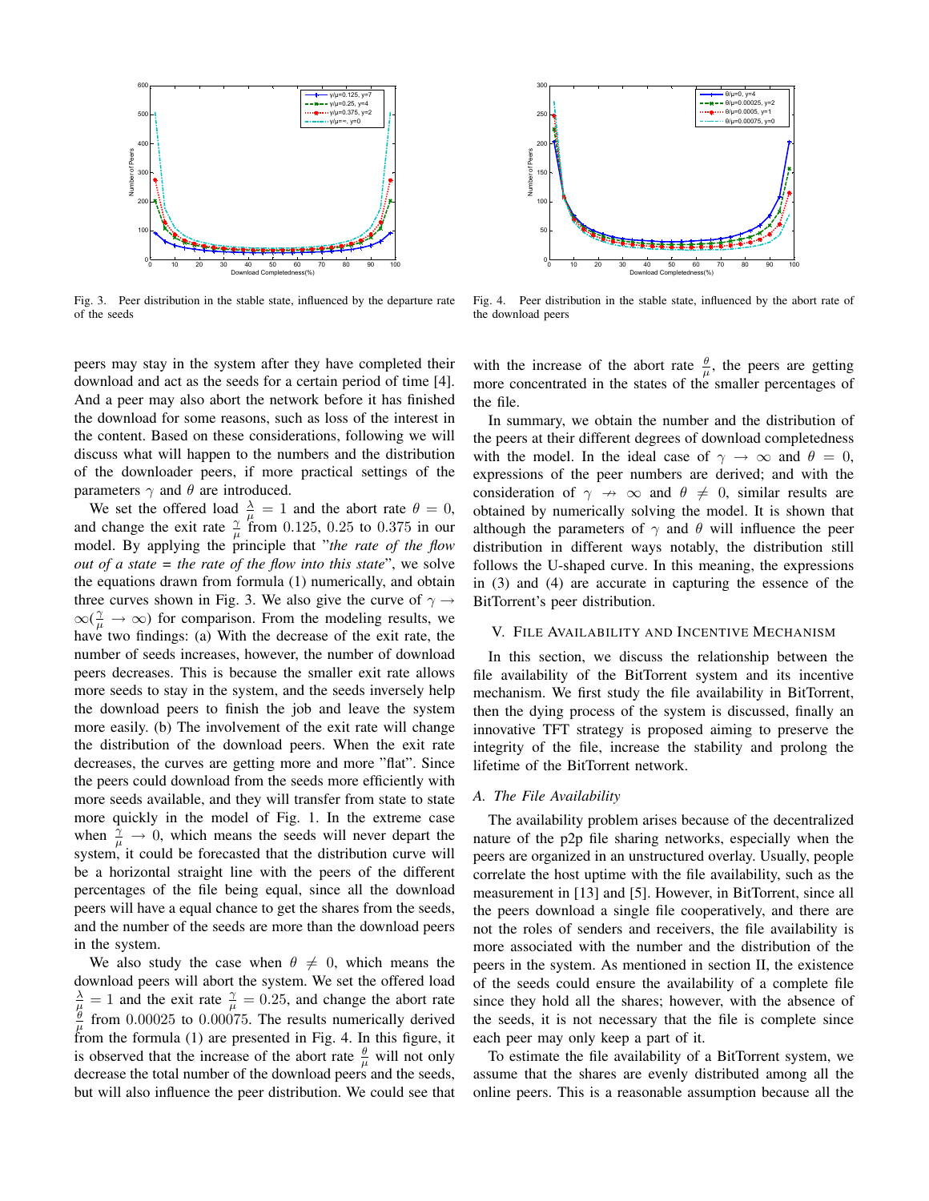Fig. 3. Peer distribution in the stable state, influenced by the departure rate of the seeds

Fig. 4. Peer distribution in the stable state, influenced by the abort rate of the download peers

peers may stay in the system after they have completed their download and act as the seeds for a certain period of time [4]. And a peer may also abort the network before it has finished the download for some reasons, such as loss of the interest in the content. Based on these considerations, following we will discuss what will happen to the numbers and the distribution of the downloader peers, if more practical settings of the parameters $\gamma$ and $\theta$ are introduced.

We set the offered load $\frac{\lambda}{\mu} = 1$ and the abort rate $\theta = 0$, and change the exit rate $\frac{\gamma}{\mu}$ from $0.125$, $0.25$ to $0.375$ in our model. By applying the principle that "*the rate of the flow out of a state = the rate of the flow into this state*", we solve the equations drawn from formula (1) numerically, and obtain three curves shown in Fig. 3. We also give the curve of $\gamma \rightarrow \infty (\frac{\gamma}{\mu} \rightarrow \infty)$ for comparison. From the modeling results, we have two findings: (a) With the decrease of the exit rate, the number of seeds increases, however, the number of download peers decreases. This is because the smaller exit rate allows more seeds to stay in the system, and the seeds inversely help the download peers to finish the job and leave the system more easily. (b) The involvement of the exit rate will change the distribution of the download peers. When the exit rate decreases, the curves are getting more and more "flat". Since the peers could download from the seeds more efficiently with more seeds available, and they will transfer from state to state more quickly in the model of Fig. 1. In the extreme case when $\frac{\gamma}{\mu} \rightarrow 0$, which means the seeds will never depart the system, it could be forecasted that the distribution curve will be a horizontal straight line with the peers of the different percentages of the file being equal, since all the download peers will have a equal chance to get the shares from the seeds, and the number of the seeds are more than the download peers in the system.

We also study the case when $\theta \neq 0$, which means the download peers will abort the system. We set the offered load $\frac{\lambda}{\mu} = 1$ and the exit rate $\frac{\gamma}{\mu} = 0.25$, and change the abort rate $\frac{\theta}{\mu}$ from $0.00025$ to $0.00075$. The results numerically derived from the formula (1) are presented in Fig. 4. In this figure, it is observed that the increase of the abort rate $\frac{\theta}{\mu}$ will not only decrease the total number of the download peers and the seeds, but will also influence the peer distribution. We could see that with the increase of the abort rate $\frac{\theta}{\mu}$, the peers are getting more concentrated in the states of the smaller percentages of the file.

In summary, we obtain the number and the distribution of the peers at their different degrees of download completedness with the model. In the ideal case of $\gamma \rightarrow \infty$ and $\theta = 0$, expressions of the peer numbers are derived; and with the consideration of $\gamma \nrightarrow \infty$ and $\theta \neq 0$, similar results are obtained by numerically solving the model. It is shown that although the parameters of $\gamma$ and $\theta$ will influence the peer distribution in different ways notably, the distribution still follows the U-shaped curve. In this meaning, the expressions in (3) and (4) are accurate in capturing the essence of the BitTorrent's peer distribution.

## V. File Availability and Incentive Mechanism

In this section, we discuss the relationship between the file availability of the BitTorrent system and its incentive mechanism. We first study the file availability in BitTorrent, then the dying process of the system is discussed, finally an innovative TFT strategy is proposed aiming to preserve the integrity of the file, increase the stability and prolong the lifetime of the BitTorrent network.

### A. The File Availability

The availability problem arises because of the decentralized nature of the p2p file sharing networks, especially when the peers are organized in an unstructured overlay. Usually, people correlate the host uptime with the file availability, such as the measurement in [13] and [5]. However, in BitTorrent, since all the peers download a single file cooperatively, and there are not the roles of senders and receivers, the file availability is more associated with the number and the distribution of the peers in the system. As mentioned in section II, the existence of the seeds could ensure the availability of a complete file since they hold all the shares; however, with the absence of the seeds, it is not necessary that the file is complete since each peer may only keep a part of it.

To estimate the file availability of a BitTorrent system, we assume that the shares are evenly distributed among all the online peers. This is a reasonable assumption because all the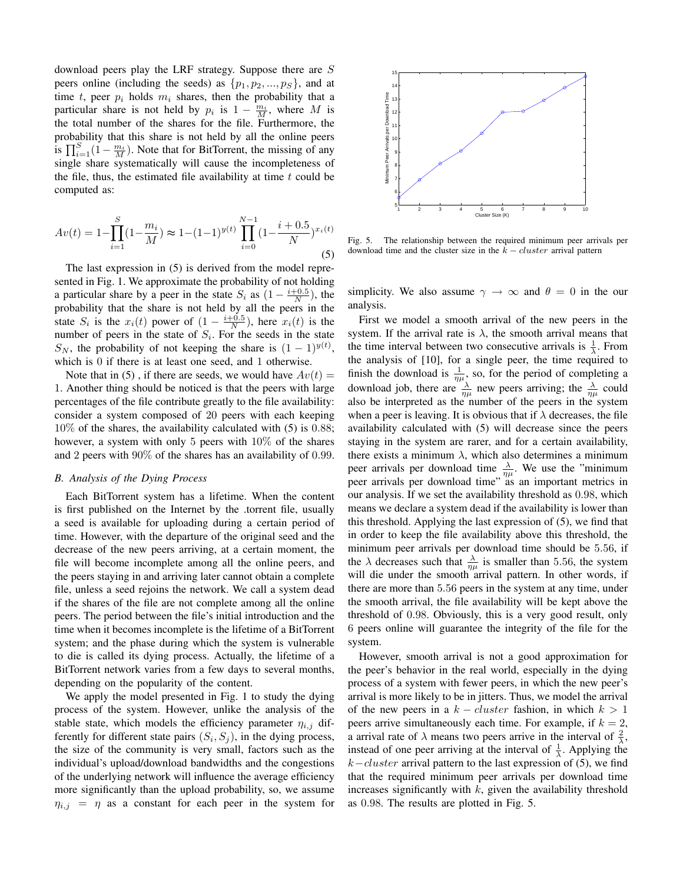download peers play the LRF strategy. Suppose there are $S$ peers online (including the seeds) as $\{p_1, p_2, ..., p_S\}$, and at time $t$, peer $p_i$ holds $m_i$ shares, then the probability that a particular share is not held by $p_i$ is $1 - \frac{m_i}{M}$, where $M$ is the total number of the shares for the file. Furthermore, the probability that this share is not held by all the online peers is $\prod_{i=1}^{S}(1 - \frac{m_i}{M})$. Note that for BitTorrent, the missing of any single share systematically will cause the incompleteness of the file, thus, the estimated file availability at time $t$ could be computed as:

$$Av(t) = 1 - \prod_{i=1}^{S}(1 - \frac{m_i}{M}) \approx 1 - (1-1)^{y(t)} \prod_{i=0}^{N-1}(1 - \frac{i+0.5}{N})^{x_i(t)} \tag{5}$$

The last expression in (5) is derived from the model represented in Fig. 1. We approximate the probability of not holding a particular share by a peer in the state $S_i$ as $(1 - \frac{i+0.5}{N})$, the probability that the share is not held by all the peers in the state $S_i$ is the $x_i(t)$ power of $(1 - \frac{i+0.5}{N})$, here $x_i(t)$ is the number of peers in the state of $S_i$. For the seeds in the state $S_N$, the probability of not keeping the share is $(1-1)^{y(t)}$, which is 0 if there is at least one seed, and 1 otherwise.

Note that in (5) , if there are seeds, we would have $Av(t) = 1$. Another thing should be noticed is that the peers with large percentages of the file contribute greatly to the file availability: consider a system composed of 20 peers with each keeping 10% of the shares, the availability calculated with (5) is 0.88; however, a system with only 5 peers with 10% of the shares and 2 peers with 90% of the shares has an availability of 0.99.

### B. Analysis of the Dying Process

Each BitTorrent system has a lifetime. When the content is first published on the Internet by the .torrent file, usually a seed is available for uploading during a certain period of time. However, with the departure of the original seed and the decrease of the new peers arriving, at a certain moment, the file will become incomplete among all the online peers, and the peers staying in and arriving later cannot obtain a complete file, unless a seed rejoins the network. We call a system dead if the shares of the file are not complete among all the online peers. The period between the file's initial introduction and the time when it becomes incomplete is the lifetime of a BitTorrent system; and the phase during which the system is vulnerable to die is called its dying process. Actually, the lifetime of a BitTorrent network varies from a few days to several months, depending on the popularity of the content.

We apply the model presented in Fig. 1 to study the dying process of the system. However, unlike the analysis of the stable state, which models the efficiency parameter $\eta_{i,j}$ differently for different state pairs $(S_i, S_j)$, in the dying process, the size of the community is very small, factors such as the individual's upload/download bandwidths and the congestions of the underlying network will influence the average efficiency more significantly than the upload probability, so, we assume $\eta_{i,j} = \eta$ as a constant for each peer in the system for simplicity. We also assume $\gamma \rightarrow \infty$ and $\theta = 0$ in the our analysis.

Fig. 5. The relationship between the required minimum peer arrivals per download time and the cluster size in the $k - cluster$ arrival pattern

First we model a smooth arrival of the new peers in the system. If the arrival rate is $\lambda$, the smooth arrival means that the time interval between two consecutive arrivals is $\frac{1}{\lambda}$. From the analysis of [10], for a single peer, the time required to finish the download is $\frac{1}{\eta\mu}$, so, for the period of completing a download job, there are $\frac{\lambda}{\eta\mu}$ new peers arriving; the $\frac{\lambda}{\eta\mu}$ could also be interpreted as the number of the peers in the system when a peer is leaving. It is obvious that if $\lambda$ decreases, the file availability calculated with (5) will decrease since the peers staying in the system are rarer, and for a certain availability, there exists a minimum $\lambda$, which also determines a minimum peer arrivals per download time $\frac{\lambda}{\eta\mu}$. We use the "minimum peer arrivals per download time" as an important metrics in our analysis. If we set the availability threshold as 0.98, which means we declare a system dead if the availability is lower than this threshold. Applying the last expression of (5), we find that in order to keep the file availability above this threshold, the minimum peer arrivals per download time should be 5.56, if the $\lambda$ decreases such that $\frac{\lambda}{\eta\mu}$ is smaller than 5.56, the system will die under the smooth arrival pattern. In other words, if there are more than 5.56 peers in the system at any time, under the smooth arrival, the file availability will be kept above the threshold of 0.98. Obviously, this is a very good result, only 6 peers online will guarantee the integrity of the file for the system.

However, smooth arrival is not a good approximation for the peer's behavior in the real world, especially in the dying process of a system with fewer peers, in which the new peer's arrival is more likely to be in jitters. Thus, we model the arrival of the new peers in a $k - cluster$ fashion, in which $k > 1$ peers arrive simultaneously each time. For example, if $k = 2$, a arrival rate of $\lambda$ means two peers arrive in the interval of $\frac{2}{\lambda}$, instead of one peer arriving at the interval of $\frac{1}{\lambda}$. Applying the $k-cluster$ arrival pattern to the last expression of (5), we find that the required minimum peer arrivals per download time increases significantly with $k$, given the availability threshold as 0.98. The results are plotted in Fig. 5.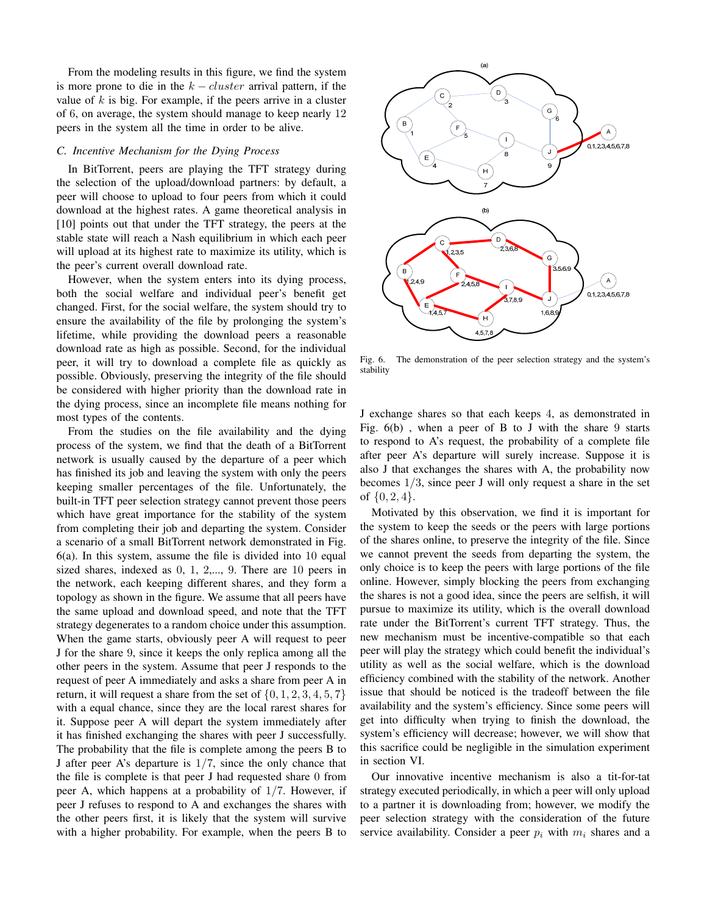From the modeling results in this figure, we find the system is more prone to die in the $k-cluster$ arrival pattern, if the value of $k$ is big. For example, if the peers arrive in a cluster of 6, on average, the system should manage to keep nearly 12 peers in the system all the time in order to be alive.

### C. Incentive Mechanism for the Dying Process

In BitTorrent, peers are playing the TFT strategy during the selection of the upload/download partners: by default, a peer will choose to upload to four peers from which it could download at the highest rates. A game theoretical analysis in [10] points out that under the TFT strategy, the peers at the stable state will reach a Nash equilibrium in which each peer will upload at its highest rate to maximize its utility, which is the peer's current overall download rate.

However, when the system enters into its dying process, both the social welfare and individual peer's benefit get changed. First, for the social welfare, the system should try to ensure the availability of the file by prolonging the system's lifetime, while providing the download peers a reasonable download rate as high as possible. Second, for the individual peer, it will try to download a complete file as quickly as possible. Obviously, preserving the integrity of the file should be considered with higher priority than the download rate in the dying process, since an incomplete file means nothing for most types of the contents.

From the studies on the file availability and the dying process of the system, we find that the death of a BitTorrent network is usually caused by the departure of a peer which has finished its job and leaving the system with only the peers keeping smaller percentages of the file. Unfortunately, the built-in TFT peer selection strategy cannot prevent those peers which have great importance for the stability of the system from completing their job and departing the system. Consider a scenario of a small BitTorrent network demonstrated in Fig. 6(a). In this system, assume the file is divided into 10 equal sized shares, indexed as 0, 1, 2,..., 9. There are 10 peers in the network, each keeping different shares, and they form a topology as shown in the figure. We assume that all peers have the same upload and download speed, and note that the TFT strategy degenerates to a random choice under this assumption. When the game starts, obviously peer A will request to peer J for the share 9, since it keeps the only replica among all the other peers in the system. Assume that peer J responds to the request of peer A immediately and asks a share from peer A in return, it will request a share from the set of $\{0, 1, 2, 3, 4, 5, 7\}$ with a equal chance, since they are the local rarest shares for it. Suppose peer A will depart the system immediately after it has finished exchanging the shares with peer J successfully. The probability that the file is complete among the peers B to J after peer A's departure is $1/7$, since the only chance that the file is complete is that peer J had requested share 0 from peer A, which happens at a probability of $1/7$. However, if peer J refuses to respond to A and exchanges the shares with the other peers first, it is likely that the system will survive with a higher probability. For example, when the peers B to J exchange shares so that each keeps 4, as demonstrated in Fig. 6(b) , when a peer of B to J with the share 9 starts to respond to A's request, the probability of a complete file after peer A's departure will surely increase. Suppose it is also J that exchanges the shares with A, the probability now becomes $1/3$, since peer J will only request a share in the set of $\{0, 2, 4\}$.

Fig. 6. The demonstration of the peer selection strategy and the system's stability

Motivated by this observation, we find it is important for the system to keep the seeds or the peers with large portions of the shares online, to preserve the integrity of the file. Since we cannot prevent the seeds from departing the system, the only choice is to keep the peers with large portions of the file online. However, simply blocking the peers from exchanging the shares is not a good idea, since the peers are selfish, it will pursue to maximize its utility, which is the overall download rate under the BitTorrent's current TFT strategy. Thus, the new mechanism must be incentive-compatible so that each peer will play the strategy which could benefit the individual's utility as well as the social welfare, which is the download efficiency combined with the stability of the network. Another issue that should be noticed is the tradeoff between the file availability and the system's efficiency. Since some peers will get into difficulty when trying to finish the download, the system's efficiency will decrease; however, we will show that this sacrifice could be negligible in the simulation experiment in section VI.

Our innovative incentive mechanism is also a tit-for-tat strategy executed periodically, in which a peer will only upload to a partner it is downloading from; however, we modify the peer selection strategy with the consideration of the future service availability. Consider a peer $p_i$ with $m_i$ shares and a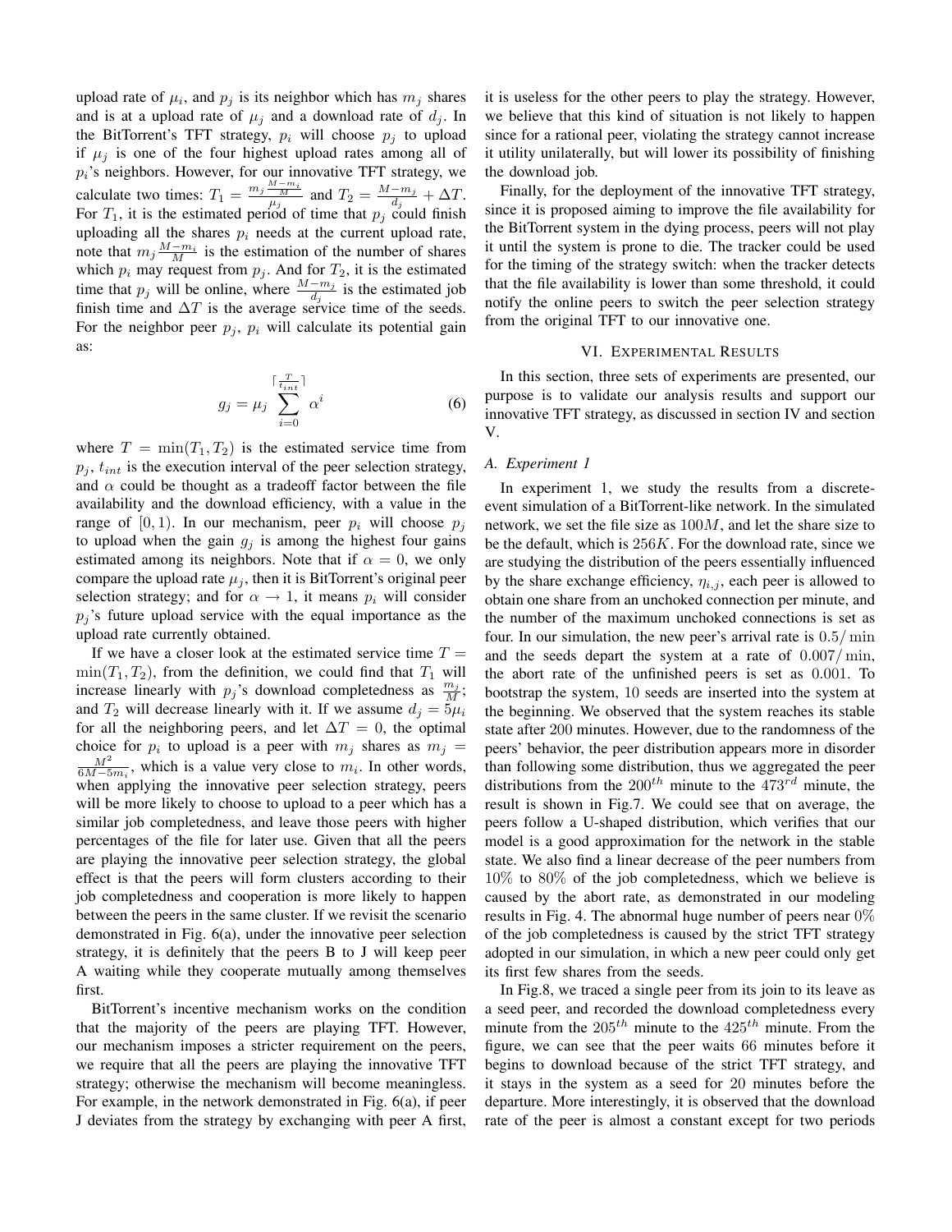upload rate of $\mu_i$, and $p_j$ is its neighbor which has $m_j$ shares and is at a upload rate of $\mu_j$ and a download rate of $d_j$. In the BitTorrent's TFT strategy, $p_i$ will choose $p_j$ to upload if $\mu_j$ is one of the four highest upload rates among all of $p_i$'s neighbors. However, for our innovative TFT strategy, we calculate two times: $T_1 = \frac{m_j \frac{M-m_i}{M}}{\mu_j}$ and $T_2 = \frac{M-m_j}{d_j} + \Delta T$. For $T_1$, it is the estimated period of time that $p_j$ could finish uploading all the shares $p_i$ needs at the current upload rate, note that $m_j \frac{M-m_i}{M}$ is the estimation of the number of shares which $p_i$ may request from $p_j$. And for $T_2$, it is the estimated time that $p_j$ will be online, where $\frac{M-m_j}{d_j}$ is the estimated job finish time and $\Delta T$ is the average service time of the seeds. For the neighbor peer $p_j$, $p_i$ will calculate its potential gain as:

$$g_j = \mu_j \sum_{i=0}^{\lceil \frac{T}{t_{int}} \rceil} \alpha^i \tag{6}$$

where $T = \min(T_1, T_2)$ is the estimated service time from $p_j$, $t_{int}$ is the execution interval of the peer selection strategy, and $\alpha$ could be thought as a tradeoff factor between the file availability and the download efficiency, with a value in the range of $[0, 1)$. In our mechanism, peer $p_i$ will choose $p_j$ to upload when the gain $g_j$ is among the highest four gains estimated among its neighbors. Note that if $\alpha = 0$, we only compare the upload rate $\mu_j$, then it is BitTorrent's original peer selection strategy; and for $\alpha \to 1$, it means $p_i$ will consider $p_j$'s future upload service with the equal importance as the upload rate currently obtained.

If we have a closer look at the estimated service time $T = \min(T_1, T_2)$, from the definition, we could find that $T_1$ will increase linearly with $p_j$'s download completedness as $\frac{m_j}{M}$; and $T_2$ will decrease linearly with it. If we assume $d_j = 5\mu_i$ for all the neighboring peers, and let $\Delta T = 0$, the optimal choice for $p_i$ to upload is a peer with $m_j$ shares as $m_j = \frac{M^2}{6M-5m_i}$, which is a value very close to $m_i$. In other words, when applying the innovative peer selection strategy, peers will be more likely to choose to upload to a peer which has a similar job completedness, and leave those peers with higher percentages of the file for later use. Given that all the peers are playing the innovative peer selection strategy, the global effect is that the peers will form clusters according to their job completedness and cooperation is more likely to happen between the peers in the same cluster. If we revisit the scenario demonstrated in Fig. 6(a), under the innovative peer selection strategy, it is definitely that the peers B to J will keep peer A waiting while they cooperate mutually among themselves first.

BitTorrent's incentive mechanism works on the condition that the majority of the peers are playing TFT. However, our mechanism imposes a stricter requirement on the peers, we require that all the peers are playing the innovative TFT strategy; otherwise the mechanism will become meaningless. For example, in the network demonstrated in Fig. 6(a), if peer J deviates from the strategy by exchanging with peer A first, it is useless for the other peers to play the strategy. However, we believe that this kind of situation is not likely to happen since for a rational peer, violating the strategy cannot increase it utility unilaterally, but will lower its possibility of finishing the download job.

Finally, for the deployment of the innovative TFT strategy, since it is proposed aiming to improve the file availability for the BitTorrent system in the dying process, peers will not play it until the system is prone to die. The tracker could be used for the timing of the strategy switch: when the tracker detects that the file availability is lower than some threshold, it could notify the online peers to switch the peer selection strategy from the original TFT to our innovative one.

## VI. Experimental Results

In this section, three sets of experiments are presented, our purpose is to validate our analysis results and support our innovative TFT strategy, as discussed in section IV and section V.

### A. Experiment 1

In experiment 1, we study the results from a discrete-event simulation of a BitTorrent-like network. In the simulated network, we set the file size as $100M$, and let the share size to be the default, which is $256K$. For the download rate, since we are studying the distribution of the peers essentially influenced by the share exchange efficiency, $\eta_{i,j}$, each peer is allowed to obtain one share from an unchoked connection per minute, and the number of the maximum unchoked connections is set as four. In our simulation, the new peer's arrival rate is $0.5/\min$ and the seeds depart the system at a rate of $0.007/\min$, the abort rate of the unfinished peers is set as $0.001$. To bootstrap the system, 10 seeds are inserted into the system at the beginning. We observed that the system reaches its stable state after 200 minutes. However, due to the randomness of the peers' behavior, the peer distribution appears more in disorder than following some distribution, thus we aggregated the peer distributions from the $200^{th}$ minute to the $473^{rd}$ minute, the result is shown in Fig.7. We could see that on average, the peers follow a U-shaped distribution, which verifies that our model is a good approximation for the network in the stable state. We also find a linear decrease of the peer numbers from $10\%$ to $80\%$ of the job completedness, which we believe is caused by the abort rate, as demonstrated in our modeling results in Fig. 4. The abnormal huge number of peers near $0\%$ of the job completedness is caused by the strict TFT strategy adopted in our simulation, in which a new peer could only get its first few shares from the seeds.

In Fig.8, we traced a single peer from its join to its leave as a seed peer, and recorded the download completedness every minute from the $205^{th}$ minute to the $425^{th}$ minute. From the figure, we can see that the peer waits 66 minutes before it begins to download because of the strict TFT strategy, and it stays in the system as a seed for 20 minutes before the departure. More interestingly, it is observed that the download rate of the peer is almost a constant except for two periods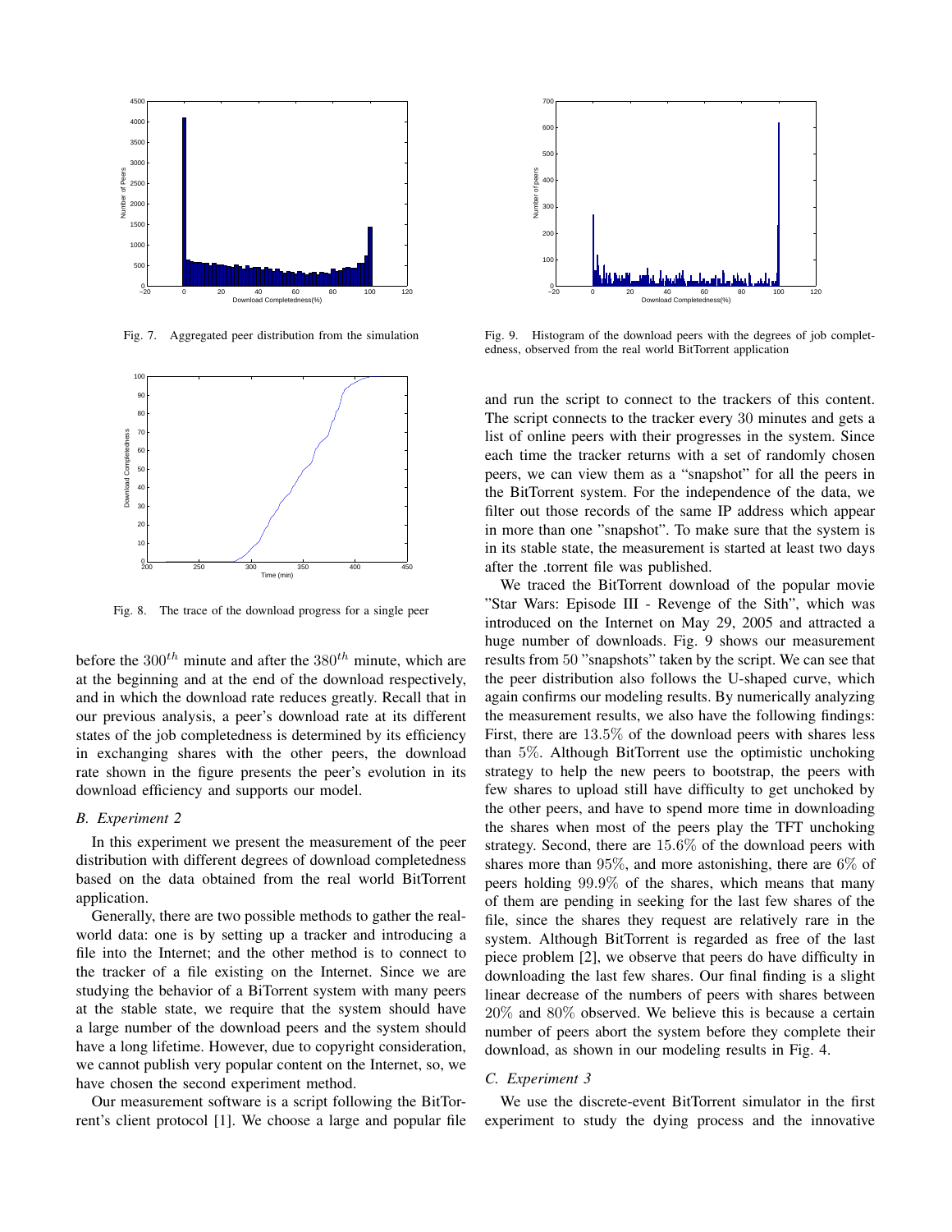Fig. 7. Aggregated peer distribution from the simulation

Fig. 8. The trace of the download progress for a single peer

before the $300^{th}$ minute and after the $380^{th}$ minute, which are at the beginning and at the end of the download respectively, and in which the download rate reduces greatly. Recall that in our previous analysis, a peer's download rate at its different states of the job completedness is determined by its efficiency in exchanging shares with the other peers, the download rate shown in the figure presents the peer's evolution in its download efficiency and supports our model.

### *B. Experiment 2*

In this experiment we present the measurement of the peer distribution with different degrees of download completedness based on the data obtained from the real world BitTorrent application.

Generally, there are two possible methods to gather the real-world data: one is by setting up a tracker and introducing a file into the Internet; and the other method is to connect to the tracker of a file existing on the Internet. Since we are studying the behavior of a BiTorrent system with many peers at the stable state, we require that the system should have a large number of the download peers and the system should have a long lifetime. However, due to copyright consideration, we cannot publish very popular content on the Internet, so, we have chosen the second experiment method.

Our measurement software is a script following the BitTorrent's client protocol [1]. We choose a large and popular file and run the script to connect to the trackers of this content. The script connects to the tracker every 30 minutes and gets a list of online peers with their progresses in the system. Since each time the tracker returns with a set of randomly chosen peers, we can view them as a "snapshot" for all the peers in the BitTorrent system. For the independence of the data, we filter out those records of the same IP address which appear in more than one "snapshot". To make sure that the system is in its stable state, the measurement is started at least two days after the .torrent file was published.

Fig. 9. Histogram of the download peers with the degrees of job completedness, observed from the real world BitTorrent application

We traced the BitTorrent download of the popular movie "Star Wars: Episode III - Revenge of the Sith", which was introduced on the Internet on May 29, 2005 and attracted a huge number of downloads. Fig. 9 shows our measurement results from 50 "snapshots" taken by the script. We can see that the peer distribution also follows the U-shaped curve, which again confirms our modeling results. By numerically analyzing the measurement results, we also have the following findings: First, there are $13.5\%$ of the download peers with shares less than $5\%$. Although BitTorrent use the optimistic unchoking strategy to help the new peers to bootstrap, the peers with few shares to upload still have difficulty to get unchoked by the other peers, and have to spend more time in downloading the shares when most of the peers play the TFT unchoking strategy. Second, there are $15.6\%$ of the download peers with shares more than $95\%$, and more astonishing, there are $6\%$ of peers holding $99.9\%$ of the shares, which means that many of them are pending in seeking for the last few shares of the file, since the shares they request are relatively rare in the system. Although BitTorrent is regarded as free of the last piece problem [2], we observe that peers do have difficulty in downloading the last few shares. Our final finding is a slight linear decrease of the numbers of peers with shares between $20\%$ and $80\%$ observed. We believe this is because a certain number of peers abort the system before they complete their download, as shown in our modeling results in Fig. 4.

### *C. Experiment 3*

We use the discrete-event BitTorrent simulator in the first experiment to study the dying process and the innovative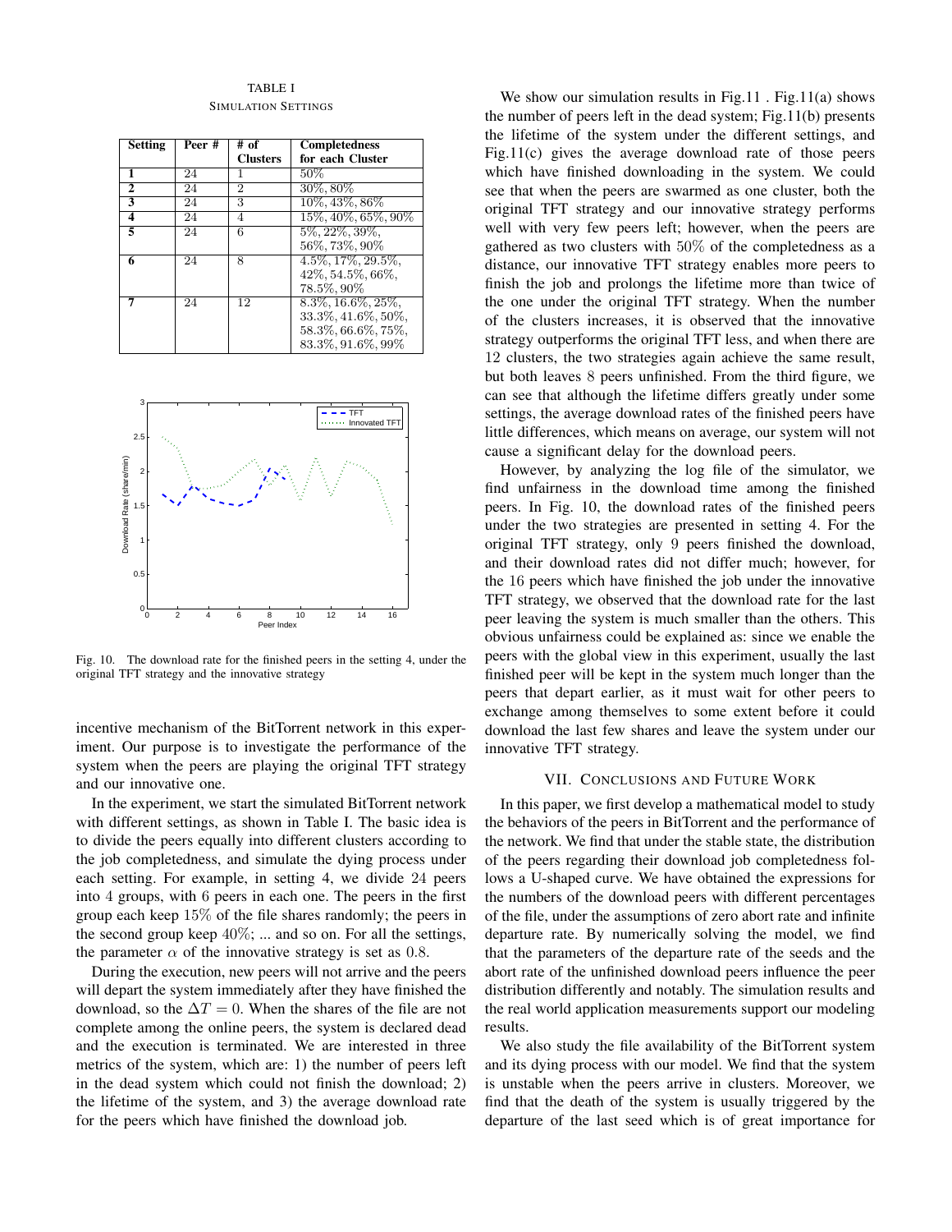TABLE I
SIMULATION SETTINGS

| Setting | Peer # | # of Clusters | Completedness for each Cluster |
|---|---|---|---|
| **1** | 24 | 1 | 50% |
| **2** | 24 | 2 | 30%, 80% |
| **3** | 24 | 3 | 10%, 43%, 86% |
| **4** | 24 | 4 | 15%, 40%, 65%, 90% |
| **5** | 24 | 6 | 5%, 22%, 39%, 56%, 73%, 90% |
| **6** | 24 | 8 | 4.5%, 17%, 29.5%, 42%, 54.5%, 66%, 78.5%, 90% |
| **7** | 24 | 12 | 8.3%, 16.6%, 25%, 33.3%, 41.6%, 50%, 58.3%, 66.6%, 75%, 83.3%, 91.6%, 99% |

TFT
Innovated TFT
Download Rate (share/min)
Peer Index
0 0.5 1 1.5 2 2.5 3
0 2 4 6 8 10 12 14 16

Fig. 10. The download rate for the finished peers in the setting 4, under the original TFT strategy and the innovative strategy

incentive mechanism of the BitTorrent network in this experiment. Our purpose is to investigate the performance of the system when the peers are playing the original TFT strategy and our innovative one.

In the experiment, we start the simulated BitTorrent network with different settings, as shown in Table I. The basic idea is to divide the peers equally into different clusters according to the job completedness, and simulate the dying process under each setting. For example, in setting 4, we divide 24 peers into 4 groups, with 6 peers in each one. The peers in the first group each keep 15% of the file shares randomly; the peers in the second group keep 40%; ... and so on. For all the settings, the parameter $\alpha$ of the innovative strategy is set as 0.8.

During the execution, new peers will not arrive and the peers will depart the system immediately after they have finished the download, so the $\Delta T = 0$. When the shares of the file are not complete among the online peers, the system is declared dead and the execution is terminated. We are interested in three metrics of the system, which are: 1) the number of peers left in the dead system which could not finish the download; 2) the lifetime of the system, and 3) the average download rate for the peers which have finished the download job.

We show our simulation results in Fig.11 . Fig.11(a) shows the number of peers left in the dead system; Fig.11(b) presents the lifetime of the system under the different settings, and Fig.11(c) gives the average download rate of those peers which have finished downloading in the system. We could see that when the peers are swarmed as one cluster, both the original TFT strategy and our innovative strategy performs well with very few peers left; however, when the peers are gathered as two clusters with 50% of the completedness as a distance, our innovative TFT strategy enables more peers to finish the job and prolongs the lifetime more than twice of the one under the original TFT strategy. When the number of the clusters increases, it is observed that the innovative strategy outperforms the original TFT less, and when there are 12 clusters, the two strategies again achieve the same result, but both leaves 8 peers unfinished. From the third figure, we can see that although the lifetime differs greatly under some settings, the average download rates of the finished peers have little differences, which means on average, our system will not cause a significant delay for the download peers.

However, by analyzing the log file of the simulator, we find unfairness in the download time among the finished peers. In Fig. 10, the download rates of the finished peers under the two strategies are presented in setting 4. For the original TFT strategy, only 9 peers finished the download, and their download rates did not differ much; however, for the 16 peers which have finished the job under the innovative TFT strategy, we observed that the download rate for the last peer leaving the system is much smaller than the others. This obvious unfairness could be explained as: since we enable the peers with the global view in this experiment, usually the last finished peer will be kept in the system much longer than the peers that depart earlier, as it must wait for other peers to exchange among themselves to some extent before it could download the last few shares and leave the system under our innovative TFT strategy.

## VII. CONCLUSIONS AND FUTURE WORK

In this paper, we first develop a mathematical model to study the behaviors of the peers in BitTorrent and the performance of the network. We find that under the stable state, the distribution of the peers regarding their download job completedness follows a U-shaped curve. We have obtained the expressions for the numbers of the download peers with different percentages of the file, under the assumptions of zero abort rate and infinite departure rate. By numerically solving the model, we find that the parameters of the departure rate of the seeds and the abort rate of the unfinished download peers influence the peer distribution differently and notably. The simulation results and the real world application measurements support our modeling results.

We also study the file availability of the BitTorrent system and its dying process with our model. We find that the system is unstable when the peers arrive in clusters. Moreover, we find that the death of the system is usually triggered by the departure of the last seed which is of great importance for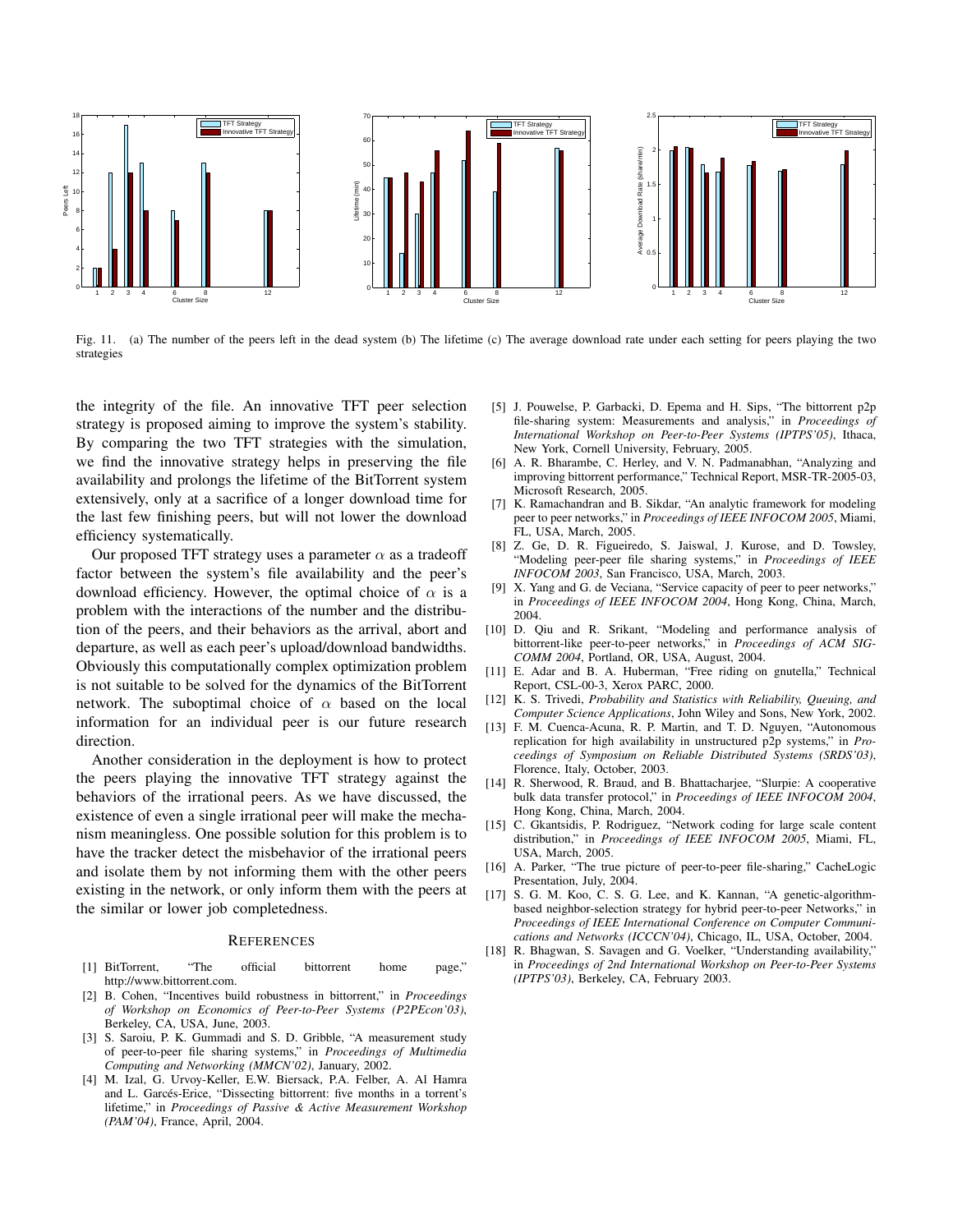18
16
14
12
10
8
6
4
2
0
Peers Left
TFT Strategy
Innovative TFT Strategy
1 2 3 4 6 8 12
Cluster Size

70
60
50
40
30
20
10
0
Lifetime (min)
TFT Strategy
Innovative TFT Strategy
1 2 3 4 6 8 12
Cluster Size

2.5
2
1.5
1
0.5
0
Average Download Rate (share/min)
TFT Strategy
Innovative TFT Strategy
1 2 3 4 6 8 12
Cluster Size

Fig. 11. (a) The number of the peers left in the dead system (b) The lifetime (c) The average download rate under each setting for peers playing the two strategies

the integrity of the file. An innovative TFT peer selection strategy is proposed aiming to improve the system's stability. By comparing the two TFT strategies with the simulation, we find the innovative strategy helps in preserving the file availability and prolongs the lifetime of the BitTorrent system extensively, only at a sacrifice of a longer download time for the last few finishing peers, but will not lower the download efficiency systematically.

Our proposed TFT strategy uses a parameter $\alpha$ as a tradeoff factor between the system's file availability and the peer's download efficiency. However, the optimal choice of $\alpha$ is a problem with the interactions of the number and the distribution of the peers, and their behaviors as the arrival, abort and departure, as well as each peer's upload/download bandwidths. Obviously this computationally complex optimization problem is not suitable to be solved for the dynamics of the BitTorrent network. The suboptimal choice of $\alpha$ based on the local information for an individual peer is our future research direction.

Another consideration in the deployment is how to protect the peers playing the innovative TFT strategy against the behaviors of the irrational peers. As we have discussed, the existence of even a single irrational peer will make the mechanism meaningless. One possible solution for this problem is to have the tracker detect the misbehavior of the irrational peers and isolate them by not informing them with the other peers existing in the network, or only inform them with the peers at the similar or lower job completedness.

## References

[1] BitTorrent, "The official bittorrent home page," http://www.bittorrent.com.

[2] B. Cohen, "Incentives build robustness in bittorrent," in *Proceedings of Workshop on Economics of Peer-to-Peer Systems (P2PEcon'03)*, Berkeley, CA, USA, June, 2003.

[3] S. Saroiu, P. K. Gummadi and S. D. Gribble, "A measurement study of peer-to-peer file sharing systems," in *Proceedings of Multimedia Computing and Networking (MMCN'02)*, January, 2002.

[4] M. Izal, G. Urvoy-Keller, E.W. Biersack, P.A. Felber, A. Al Hamra and L. Garcés-Erice, "Dissecting bittorrent: five months in a torrent's lifetime," in *Proceedings of Passive & Active Measurement Workshop (PAM'04)*, France, April, 2004.

[5] J. Pouwelse, P. Garbacki, D. Epema and H. Sips, "The bittorrent p2p file-sharing system: Measurements and analysis," in *Proceedings of International Workshop on Peer-to-Peer Systems (IPTPS'05)*, Ithaca, New York, Cornell University, February, 2005.

[6] A. R. Bharambe, C. Herley, and V. N. Padmanabhan, "Analyzing and improving bittorrent performance," Technical Report, MSR-TR-2005-03, Microsoft Research, 2005.

[7] K. Ramachandran and B. Sikdar, "An analytic framework for modeling peer to peer networks," in *Proceedings of IEEE INFOCOM 2005*, Miami, FL, USA, March, 2005.

[8] Z. Ge, D. R. Figueiredo, S. Jaiswal, J. Kurose, and D. Towsley, "Modeling peer-peer file sharing systems," in *Proceedings of IEEE INFOCOM 2003*, San Francisco, USA, March, 2003.

[9] X. Yang and G. de Veciana, "Service capacity of peer to peer networks," in *Proceedings of IEEE INFOCOM 2004*, Hong Kong, China, March, 2004.

[10] D. Qiu and R. Srikant, "Modeling and performance analysis of bittorrent-like peer-to-peer networks," in *Proceedings of ACM SIGCOMM 2004*, Portland, OR, USA, August, 2004.

[11] E. Adar and B. A. Huberman, "Free riding on gnutella," Technical Report, CSL-00-3, Xerox PARC, 2000.

[12] K. S. Trivedi, *Probability and Statistics with Reliability, Queuing, and Computer Science Applications*, John Wiley and Sons, New York, 2002.

[13] F. M. Cuenca-Acuna, R. P. Martin, and T. D. Nguyen, "Autonomous replication for high availability in unstructured p2p systems," in *Proceedings of Symposium on Reliable Distributed Systems (SRDS'03)*, Florence, Italy, October, 2003.

[14] R. Sherwood, R. Braud, and B. Bhattacharjee, "Slurpie: A cooperative bulk data transfer protocol," in *Proceedings of IEEE INFOCOM 2004*, Hong Kong, China, March, 2004.

[15] C. Gkantsidis, P. Rodriguez, "Network coding for large scale content distribution," in *Proceedings of IEEE INFOCOM 2005*, Miami, FL, USA, March, 2005.

[16] A. Parker, "The true picture of peer-to-peer file-sharing," CacheLogic Presentation, July, 2004.

[17] S. G. M. Koo, C. S. G. Lee, and K. Kannan, "A genetic-algorithm-based neighbor-selection strategy for hybrid peer-to-peer Networks," in *Proceedings of IEEE International Conference on Computer Communications and Networks (ICCCN'04)*, Chicago, IL, USA, October, 2004.

[18] R. Bhagwan, S. Savagen and G. Voelker, "Understanding availability," in *Proceedings of 2nd International Workshop on Peer-to-Peer Systems (IPTPS'03)*, Berkeley, CA, February 2003.